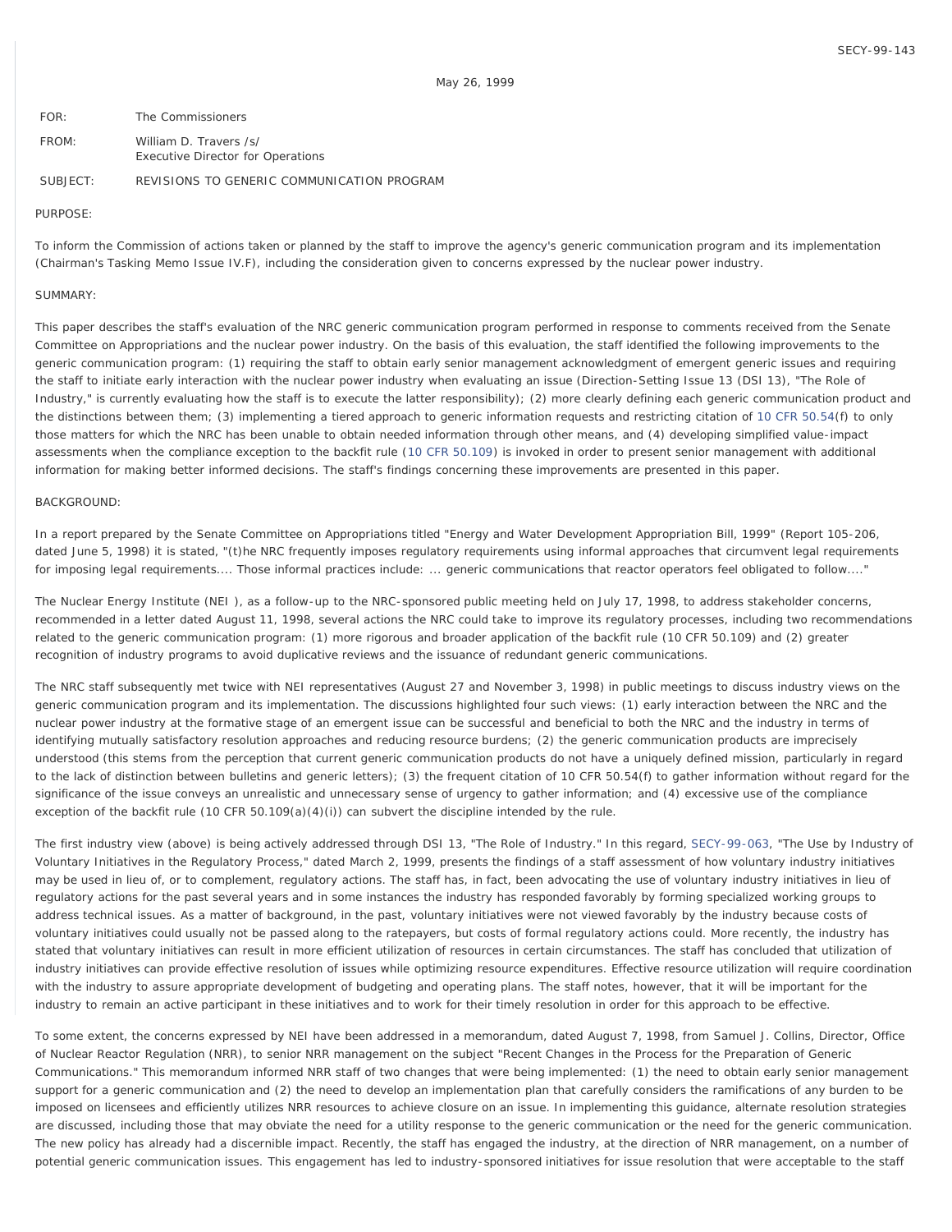SECY-99-143

May 26, 1999

| | |
|---|---|
| FOR: | The Commissioners |
| FROM: | William D. Travers /s/<br>Executive Director for Operations |
| SUBJECT: | REVISIONS TO GENERIC COMMUNICATION PROGRAM |

PURPOSE:

To inform the Commission of actions taken or planned by the staff to improve the agency's generic communication program and its implementation (Chairman's Tasking Memo Issue IV.F), including the consideration given to concerns expressed by the nuclear power industry.

SUMMARY:

This paper describes the staff's evaluation of the NRC generic communication program performed in response to comments received from the Senate Committee on Appropriations and the nuclear power industry. On the basis of this evaluation, the staff identified the following improvements to the generic communication program: (1) requiring the staff to obtain early senior management acknowledgment of emergent generic issues and requiring the staff to initiate early interaction with the nuclear power industry when evaluating an issue (Direction-Setting Issue 13 (DSI 13), "The Role of Industry," is currently evaluating how the staff is to execute the latter responsibility); (2) more clearly defining each generic communication product and the distinctions between them; (3) implementing a tiered approach to generic information requests and restricting citation of 10 CFR 50.54(f) to only those matters for which the NRC has been unable to obtain needed information through other means, and (4) developing simplified value-impact assessments when the compliance exception to the backfit rule (10 CFR 50.109) is invoked in order to present senior management with additional information for making better informed decisions. The staff's findings concerning these improvements are presented in this paper.

BACKGROUND:

In a report prepared by the Senate Committee on Appropriations titled "Energy and Water Development Appropriation Bill, 1999" (Report 105-206, dated June 5, 1998) it is stated, "(t)he NRC frequently imposes regulatory requirements using informal approaches that circumvent legal requirements for imposing legal requirements.... Those informal practices include: ... generic communications that reactor operators feel obligated to follow...."

The Nuclear Energy Institute (NEI ), as a follow-up to the NRC-sponsored public meeting held on July 17, 1998, to address stakeholder concerns, recommended in a letter dated August 11, 1998, several actions the NRC could take to improve its regulatory processes, including two recommendations related to the generic communication program: (1) more rigorous and broader application of the backfit rule (10 CFR 50.109) and (2) greater recognition of industry programs to avoid duplicative reviews and the issuance of redundant generic communications.

The NRC staff subsequently met twice with NEI representatives (August 27 and November 3, 1998) in public meetings to discuss industry views on the generic communication program and its implementation. The discussions highlighted four such views: (1) early interaction between the NRC and the nuclear power industry at the formative stage of an emergent issue can be successful and beneficial to both the NRC and the industry in terms of identifying mutually satisfactory resolution approaches and reducing resource burdens; (2) the generic communication products are imprecisely understood (this stems from the perception that current generic communication products do not have a uniquely defined mission, particularly in regard to the lack of distinction between bulletins and generic letters); (3) the frequent citation of 10 CFR 50.54(f) to gather information without regard for the significance of the issue conveys an unrealistic and unnecessary sense of urgency to gather information; and (4) excessive use of the compliance exception of the backfit rule (10 CFR 50.109(a)(4)(i)) can subvert the discipline intended by the rule.

The first industry view (above) is being actively addressed through DSI 13, "The Role of Industry." In this regard, SECY-99-063, "The Use by Industry of Voluntary Initiatives in the Regulatory Process," dated March 2, 1999, presents the findings of a staff assessment of how voluntary industry initiatives may be used in lieu of, or to complement, regulatory actions. The staff has, in fact, been advocating the use of voluntary industry initiatives in lieu of regulatory actions for the past several years and in some instances the industry has responded favorably by forming specialized working groups to address technical issues. As a matter of background, in the past, voluntary initiatives were not viewed favorably by the industry because costs of voluntary initiatives could usually not be passed along to the ratepayers, but costs of formal regulatory actions could. More recently, the industry has stated that voluntary initiatives can result in more efficient utilization of resources in certain circumstances. The staff has concluded that utilization of industry initiatives can provide effective resolution of issues while optimizing resource expenditures. Effective resource utilization will require coordination with the industry to assure appropriate development of budgeting and operating plans. The staff notes, however, that it will be important for the industry to remain an active participant in these initiatives and to work for their timely resolution in order for this approach to be effective.

To some extent, the concerns expressed by NEI have been addressed in a memorandum, dated August 7, 1998, from Samuel J. Collins, Director, Office of Nuclear Reactor Regulation (NRR), to senior NRR management on the subject "Recent Changes in the Process for the Preparation of Generic Communications." This memorandum informed NRR staff of two changes that were being implemented: (1) the need to obtain early senior management support for a generic communication and (2) the need to develop an implementation plan that carefully considers the ramifications of any burden to be imposed on licensees and efficiently utilizes NRR resources to achieve closure on an issue. In implementing this guidance, alternate resolution strategies are discussed, including those that may obviate the need for a utility response to the generic communication or the need for the generic communication. The new policy has already had a discernible impact. Recently, the staff has engaged the industry, at the direction of NRR management, on a number of potential generic communication issues. This engagement has led to industry-sponsored initiatives for issue resolution that were acceptable to the staff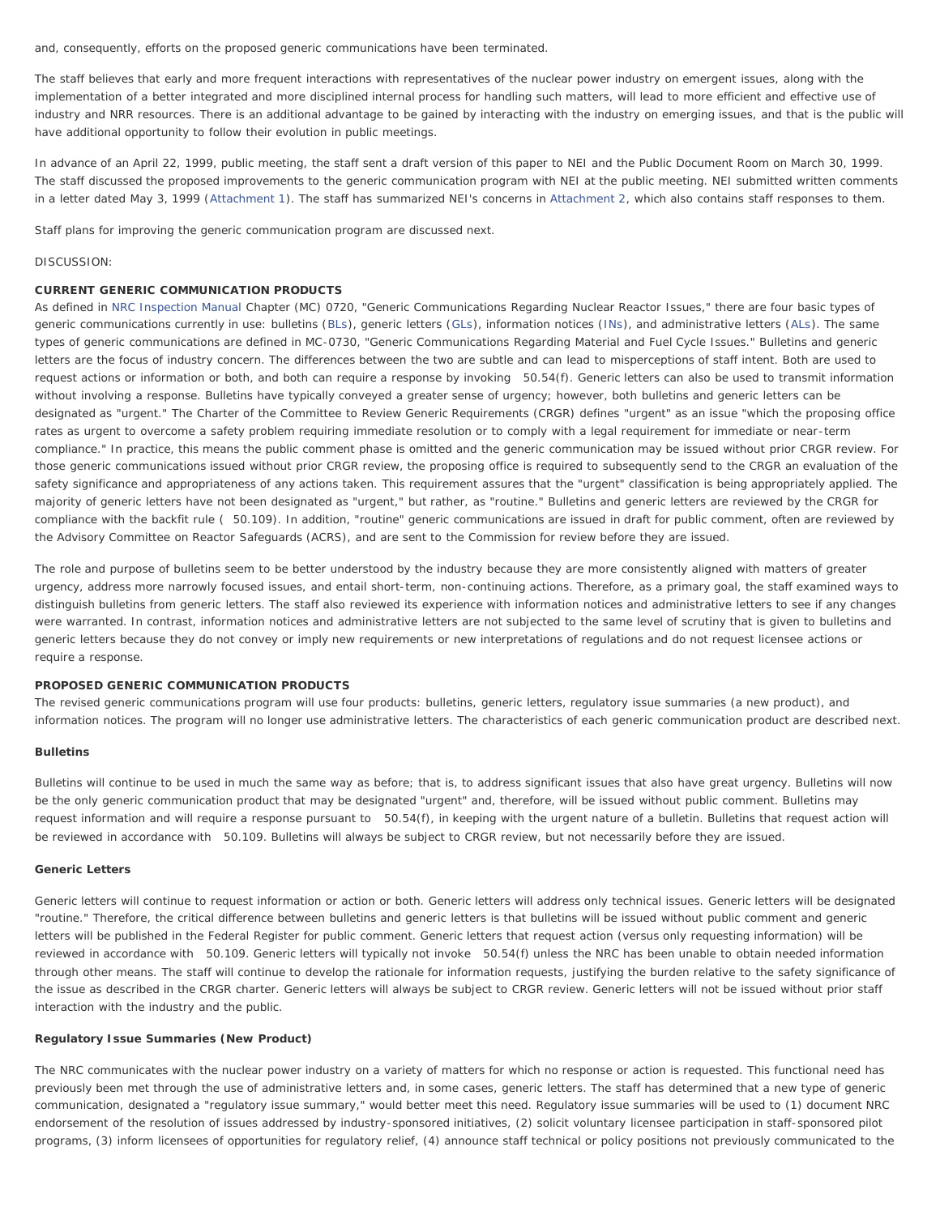and, consequently, efforts on the proposed generic communications have been terminated.

The staff believes that early and more frequent interactions with representatives of the nuclear power industry on emergent issues, along with the implementation of a better integrated and more disciplined internal process for handling such matters, will lead to more efficient and effective use of industry and NRR resources. There is an additional advantage to be gained by interacting with the industry on emerging issues, and that is the public will have additional opportunity to follow their evolution in public meetings.

In advance of an April 22, 1999, public meeting, the staff sent a draft version of this paper to NEI and the Public Document Room on March 30, 1999. The staff discussed the proposed improvements to the generic communication program with NEI at the public meeting. NEI submitted written comments in a letter dated May 3, 1999 (Attachment 1). The staff has summarized NEI's concerns in Attachment 2, which also contains staff responses to them.

Staff plans for improving the generic communication program are discussed next.

DISCUSSION:

**CURRENT GENERIC COMMUNICATION PRODUCTS**

As defined in NRC Inspection Manual Chapter (MC) 0720, "Generic Communications Regarding Nuclear Reactor Issues," there are four basic types of generic communications currently in use: bulletins (BLs), generic letters (GLs), information notices (INs), and administrative letters (ALs). The same types of generic communications are defined in MC-0730, "Generic Communications Regarding Material and Fuel Cycle Issues." Bulletins and generic letters are the focus of industry concern. The differences between the two are subtle and can lead to misperceptions of staff intent. Both are used to request actions or information or both, and both can require a response by invoking 50.54(f). Generic letters can also be used to transmit information without involving a response. Bulletins have typically conveyed a greater sense of urgency; however, both bulletins and generic letters can be designated as "urgent." The Charter of the Committee to Review Generic Requirements (CRGR) defines "urgent" as an issue "which the proposing office rates as urgent to overcome a safety problem requiring immediate resolution or to comply with a legal requirement for immediate or near-term compliance." In practice, this means the public comment phase is omitted and the generic communication may be issued without prior CRGR review. For those generic communications issued without prior CRGR review, the proposing office is required to subsequently send to the CRGR an evaluation of the safety significance and appropriateness of any actions taken. This requirement assures that the "urgent" classification is being appropriately applied. The majority of generic letters have not been designated as "urgent," but rather, as "routine." Bulletins and generic letters are reviewed by the CRGR for compliance with the backfit rule ( 50.109). In addition, "routine" generic communications are issued in draft for public comment, often are reviewed by the Advisory Committee on Reactor Safeguards (ACRS), and are sent to the Commission for review before they are issued.

The role and purpose of bulletins seem to be better understood by the industry because they are more consistently aligned with matters of greater urgency, address more narrowly focused issues, and entail short-term, non-continuing actions. Therefore, as a primary goal, the staff examined ways to distinguish bulletins from generic letters. The staff also reviewed its experience with information notices and administrative letters to see if any changes were warranted. In contrast, information notices and administrative letters are not subjected to the same level of scrutiny that is given to bulletins and generic letters because they do not convey or imply new requirements or new interpretations of regulations and do not request licensee actions or require a response.

**PROPOSED GENERIC COMMUNICATION PRODUCTS**

The revised generic communications program will use four products: bulletins, generic letters, regulatory issue summaries (a new product), and information notices. The program will no longer use administrative letters. The characteristics of each generic communication product are described next.

**Bulletins**

Bulletins will continue to be used in much the same way as before; that is, to address significant issues that also have great urgency. Bulletins will now be the only generic communication product that may be designated "urgent" and, therefore, will be issued without public comment. Bulletins may request information and will require a response pursuant to 50.54(f), in keeping with the urgent nature of a bulletin. Bulletins that request action will be reviewed in accordance with 50.109. Bulletins will always be subject to CRGR review, but not necessarily before they are issued.

**Generic Letters**

Generic letters will continue to request information or action or both. Generic letters will address only technical issues. Generic letters will be designated "routine." Therefore, the critical difference between bulletins and generic letters is that bulletins will be issued without public comment and generic letters will be published in the Federal Register for public comment. Generic letters that request action (versus only requesting information) will be reviewed in accordance with 50.109. Generic letters will typically not invoke 50.54(f) unless the NRC has been unable to obtain needed information through other means. The staff will continue to develop the rationale for information requests, justifying the burden relative to the safety significance of the issue as described in the CRGR charter. Generic letters will always be subject to CRGR review. Generic letters will not be issued without prior staff interaction with the industry and the public.

**Regulatory Issue Summaries (New Product)**

The NRC communicates with the nuclear power industry on a variety of matters for which no response or action is requested. This functional need has previously been met through the use of administrative letters and, in some cases, generic letters. The staff has determined that a new type of generic communication, designated a "regulatory issue summary," would better meet this need. Regulatory issue summaries will be used to (1) document NRC endorsement of the resolution of issues addressed by industry-sponsored initiatives, (2) solicit voluntary licensee participation in staff-sponsored pilot programs, (3) inform licensees of opportunities for regulatory relief, (4) announce staff technical or policy positions not previously communicated to the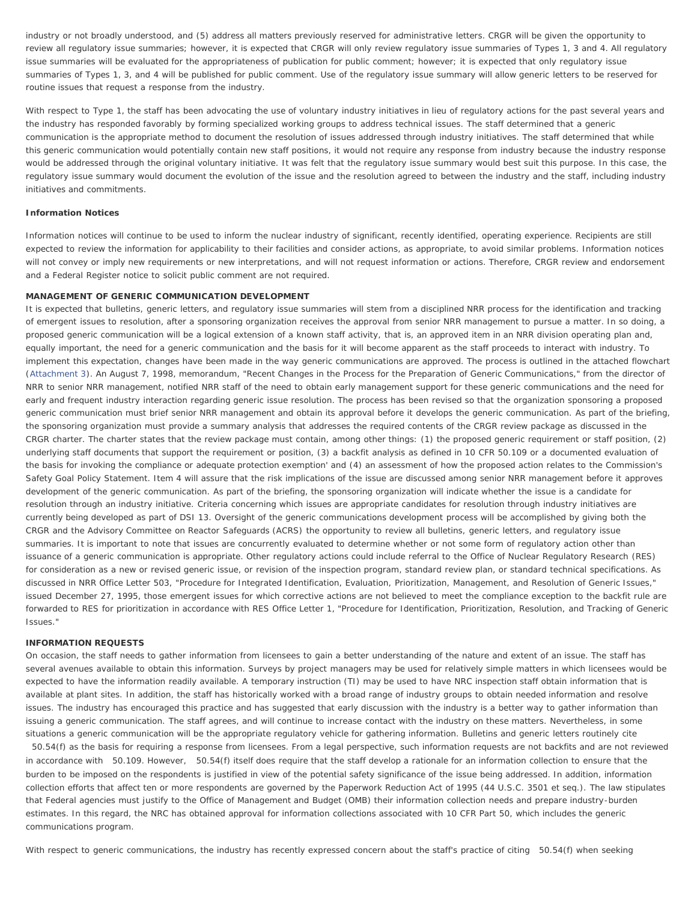industry or not broadly understood, and (5) address all matters previously reserved for administrative letters. CRGR will be given the opportunity to review all regulatory issue summaries; however, it is expected that CRGR will only review regulatory issue summaries of Types 1, 3 and 4. All regulatory issue summaries will be evaluated for the appropriateness of publication for public comment; however; it is expected that only regulatory issue summaries of Types 1, 3, and 4 will be published for public comment. Use of the regulatory issue summary will allow generic letters to be reserved for routine issues that request a response from the industry.

With respect to Type 1, the staff has been advocating the use of voluntary industry initiatives in lieu of regulatory actions for the past several years and the industry has responded favorably by forming specialized working groups to address technical issues. The staff determined that a generic communication is the appropriate method to document the resolution of issues addressed through industry initiatives. The staff determined that while this generic communication would potentially contain new staff positions, it would not require any response from industry because the industry response would be addressed through the original voluntary initiative. It was felt that the regulatory issue summary would best suit this purpose. In this case, the regulatory issue summary would document the evolution of the issue and the resolution agreed to between the industry and the staff, including industry initiatives and commitments.

**Information Notices**

Information notices will continue to be used to inform the nuclear industry of significant, recently identified, operating experience. Recipients are still expected to review the information for applicability to their facilities and consider actions, as appropriate, to avoid similar problems. Information notices will not convey or imply new requirements or new interpretations, and will not request information or actions. Therefore, CRGR review and endorsement and a Federal Register notice to solicit public comment are not required.

**MANAGEMENT OF GENERIC COMMUNICATION DEVELOPMENT**

It is expected that bulletins, generic letters, and regulatory issue summaries will stem from a disciplined NRR process for the identification and tracking of emergent issues to resolution, after a sponsoring organization receives the approval from senior NRR management to pursue a matter. In so doing, a proposed generic communication will be a logical extension of a known staff activity, that is, an approved item in an NRR division operating plan and, equally important, the need for a generic communication and the basis for it will become apparent as the staff proceeds to interact with industry. To implement this expectation, changes have been made in the way generic communications are approved. The process is outlined in the attached flowchart (Attachment 3). An August 7, 1998, memorandum, "Recent Changes in the Process for the Preparation of Generic Communications," from the director of NRR to senior NRR management, notified NRR staff of the need to obtain early management support for these generic communications and the need for early and frequent industry interaction regarding generic issue resolution. The process has been revised so that the organization sponsoring a proposed generic communication must brief senior NRR management and obtain its approval before it develops the generic communication. As part of the briefing, the sponsoring organization must provide a summary analysis that addresses the required contents of the CRGR review package as discussed in the CRGR charter. The charter states that the review package must contain, among other things: (1) the proposed generic requirement or staff position, (2) underlying staff documents that support the requirement or position, (3) a backfit analysis as defined in 10 CFR 50.109 or a documented evaluation of the basis for invoking the compliance or adequate protection exemption' and (4) an assessment of how the proposed action relates to the Commission's Safety Goal Policy Statement. Item 4 will assure that the risk implications of the issue are discussed among senior NRR management before it approves development of the generic communication. As part of the briefing, the sponsoring organization will indicate whether the issue is a candidate for resolution through an industry initiative. Criteria concerning which issues are appropriate candidates for resolution through industry initiatives are currently being developed as part of DSI 13. Oversight of the generic communications development process will be accomplished by giving both the CRGR and the Advisory Committee on Reactor Safeguards (ACRS) the opportunity to review all bulletins, generic letters, and regulatory issue summaries. It is important to note that issues are concurrently evaluated to determine whether or not some form of regulatory action other than issuance of a generic communication is appropriate. Other regulatory actions could include referral to the Office of Nuclear Regulatory Research (RES) for consideration as a new or revised generic issue, or revision of the inspection program, standard review plan, or standard technical specifications. As discussed in NRR Office Letter 503, "Procedure for Integrated Identification, Evaluation, Prioritization, Management, and Resolution of Generic Issues," issued December 27, 1995, those emergent issues for which corrective actions are not believed to meet the compliance exception to the backfit rule are forwarded to RES for prioritization in accordance with RES Office Letter 1, "Procedure for Identification, Prioritization, Resolution, and Tracking of Generic Issues."

**INFORMATION REQUESTS**

On occasion, the staff needs to gather information from licensees to gain a better understanding of the nature and extent of an issue. The staff has several avenues available to obtain this information. Surveys by project managers may be used for relatively simple matters in which licensees would be expected to have the information readily available. A temporary instruction (TI) may be used to have NRC inspection staff obtain information that is available at plant sites. In addition, the staff has historically worked with a broad range of industry groups to obtain needed information and resolve issues. The industry has encouraged this practice and has suggested that early discussion with the industry is a better way to gather information than issuing a generic communication. The staff agrees, and will continue to increase contact with the industry on these matters. Nevertheless, in some situations a generic communication will be the appropriate regulatory vehicle for gathering information. Bulletins and generic letters routinely cite 50.54(f) as the basis for requiring a response from licensees. From a legal perspective, such information requests are not backfits and are not reviewed in accordance with 50.109. However, 50.54(f) itself does require that the staff develop a rationale for an information collection to ensure that the burden to be imposed on the respondents is justified in view of the potential safety significance of the issue being addressed. In addition, information collection efforts that affect ten or more respondents are governed by the Paperwork Reduction Act of 1995 (44 U.S.C. 3501 et seq.). The law stipulates that Federal agencies must justify to the Office of Management and Budget (OMB) their information collection needs and prepare industry-burden estimates. In this regard, the NRC has obtained approval for information collections associated with 10 CFR Part 50, which includes the generic communications program.

With respect to generic communications, the industry has recently expressed concern about the staff's practice of citing 50.54(f) when seeking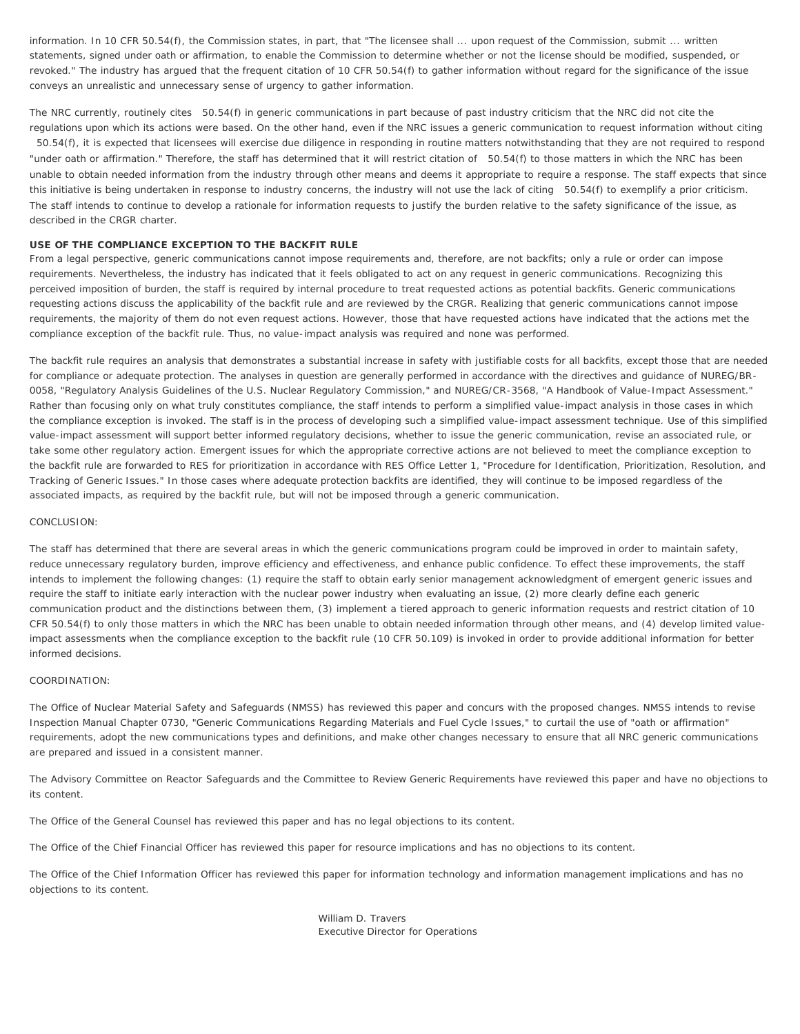information. In 10 CFR 50.54(f), the Commission states, in part, that "The licensee shall ... upon request of the Commission, submit ... written statements, signed under oath or affirmation, to enable the Commission to determine whether or not the license should be modified, suspended, or revoked." The industry has argued that the frequent citation of 10 CFR 50.54(f) to gather information without regard for the significance of the issue conveys an unrealistic and unnecessary sense of urgency to gather information.

The NRC currently, routinely cites 50.54(f) in generic communications in part because of past industry criticism that the NRC did not cite the regulations upon which its actions were based. On the other hand, even if the NRC issues a generic communication to request information without citing 50.54(f), it is expected that licensees will exercise due diligence in responding in routine matters notwithstanding that they are not required to respond "under oath or affirmation." Therefore, the staff has determined that it will restrict citation of 50.54(f) to those matters in which the NRC has been unable to obtain needed information from the industry through other means and deems it appropriate to require a response. The staff expects that since this initiative is being undertaken in response to industry concerns, the industry will not use the lack of citing 50.54(f) to exemplify a prior criticism. The staff intends to continue to develop a rationale for information requests to justify the burden relative to the safety significance of the issue, as described in the CRGR charter.

**USE OF THE COMPLIANCE EXCEPTION TO THE BACKFIT RULE**

From a legal perspective, generic communications cannot impose requirements and, therefore, are not backfits; only a rule or order can impose requirements. Nevertheless, the industry has indicated that it feels obligated to act on any request in generic communications. Recognizing this perceived imposition of burden, the staff is required by internal procedure to treat requested actions as potential backfits. Generic communications requesting actions discuss the applicability of the backfit rule and are reviewed by the CRGR. Realizing that generic communications cannot impose requirements, the majority of them do not even request actions. However, those that have requested actions have indicated that the actions met the compliance exception of the backfit rule. Thus, no value-impact analysis was required and none was performed.

The backfit rule requires an analysis that demonstrates a substantial increase in safety with justifiable costs for all backfits, except those that are needed for compliance or adequate protection. The analyses in question are generally performed in accordance with the directives and guidance of NUREG/BR-0058, "Regulatory Analysis Guidelines of the U.S. Nuclear Regulatory Commission," and NUREG/CR-3568, "A Handbook of Value-Impact Assessment." Rather than focusing only on what truly constitutes compliance, the staff intends to perform a simplified value-impact analysis in those cases in which the compliance exception is invoked. The staff is in the process of developing such a simplified value-impact assessment technique. Use of this simplified value-impact assessment will support better informed regulatory decisions, whether to issue the generic communication, revise an associated rule, or take some other regulatory action. Emergent issues for which the appropriate corrective actions are not believed to meet the compliance exception to the backfit rule are forwarded to RES for prioritization in accordance with RES Office Letter 1, "Procedure for Identification, Prioritization, Resolution, and Tracking of Generic Issues." In those cases where adequate protection backfits are identified, they will continue to be imposed regardless of the associated impacts, as required by the backfit rule, but will not be imposed through a generic communication.

CONCLUSION:

The staff has determined that there are several areas in which the generic communications program could be improved in order to maintain safety, reduce unnecessary regulatory burden, improve efficiency and effectiveness, and enhance public confidence. To effect these improvements, the staff intends to implement the following changes: (1) require the staff to obtain early senior management acknowledgment of emergent generic issues and require the staff to initiate early interaction with the nuclear power industry when evaluating an issue, (2) more clearly define each generic communication product and the distinctions between them, (3) implement a tiered approach to generic information requests and restrict citation of 10 CFR 50.54(f) to only those matters in which the NRC has been unable to obtain needed information through other means, and (4) develop limited value-impact assessments when the compliance exception to the backfit rule (10 CFR 50.109) is invoked in order to provide additional information for better informed decisions.

COORDINATION:

The Office of Nuclear Material Safety and Safeguards (NMSS) has reviewed this paper and concurs with the proposed changes. NMSS intends to revise Inspection Manual Chapter 0730, "Generic Communications Regarding Materials and Fuel Cycle Issues," to curtail the use of "oath or affirmation" requirements, adopt the new communications types and definitions, and make other changes necessary to ensure that all NRC generic communications are prepared and issued in a consistent manner.

The Advisory Committee on Reactor Safeguards and the Committee to Review Generic Requirements have reviewed this paper and have no objections to its content.

The Office of the General Counsel has reviewed this paper and has no legal objections to its content.

The Office of the Chief Financial Officer has reviewed this paper for resource implications and has no objections to its content.

The Office of the Chief Information Officer has reviewed this paper for information technology and information management implications and has no objections to its content.

William D. Travers
Executive Director for Operations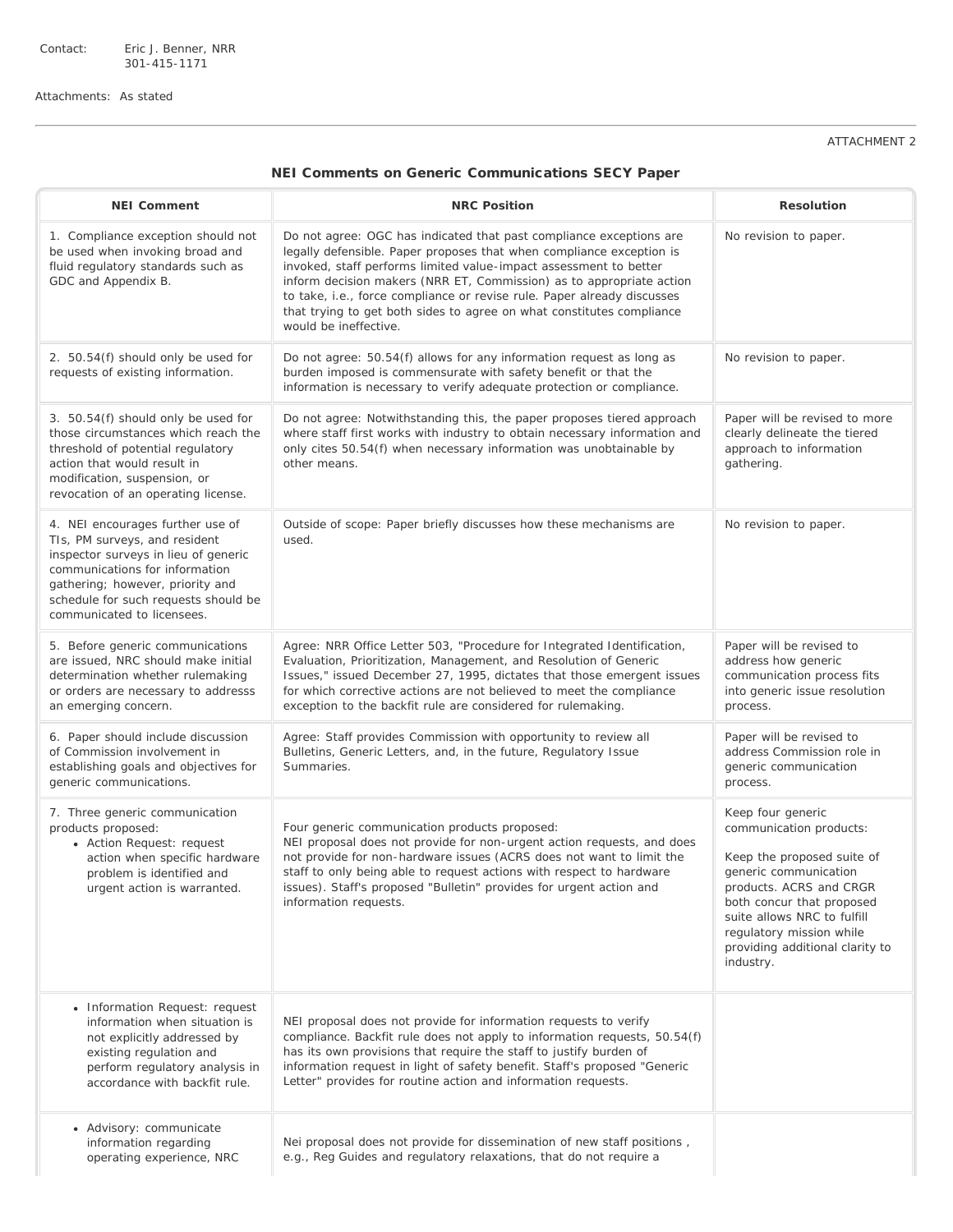Contact: Eric J. Benner, NRR
301-415-1171

Attachments: As stated

---

ATTACHMENT 2

## NEI Comments on Generic Communications SECY Paper

| NEI Comment | NRC Position | Resolution |
|---|---|---|
| 1. Compliance exception should not be used when invoking broad and fluid regulatory standards such as GDC and Appendix B. | Do not agree: OGC has indicated that past compliance exceptions are legally defensible. Paper proposes that when compliance exception is invoked, staff performs limited value-impact assessment to better inform decision makers (NRR ET, Commission) as to appropriate action to take, i.e., force compliance or revise rule. Paper already discusses that trying to get both sides to agree on what constitutes compliance would be ineffective. | No revision to paper. |
| 2. 50.54(f) should only be used for requests of existing information. | Do not agree: 50.54(f) allows for any information request as long as burden imposed is commensurate with safety benefit or that the information is necessary to verify adequate protection or compliance. | No revision to paper. |
| 3. 50.54(f) should only be used for those circumstances which reach the threshold of potential regulatory action that would result in modification, suspension, or revocation of an operating license. | Do not agree: Notwithstanding this, the paper proposes tiered approach where staff first works with industry to obtain necessary information and only cites 50.54(f) when necessary information was unobtainable by other means. | Paper will be revised to more clearly delineate the tiered approach to information gathering. |
| 4. NEI encourages further use of TIs, PM surveys, and resident inspector surveys in lieu of generic communications for information gathering; however, priority and schedule for such requests should be communicated to licensees. | Outside of scope: Paper briefly discusses how these mechanisms are used. | No revision to paper. |
| 5. Before generic communications are issued, NRC should make initial determination whether rulemaking or orders are necessary to addresss an emerging concern. | Agree: NRR Office Letter 503, "Procedure for Integrated Identification, Evaluation, Prioritization, Management, and Resolution of Generic Issues," issued December 27, 1995, dictates that those emergent issues for which corrective actions are not believed to meet the compliance exception to the backfit rule are considered for rulemaking. | Paper will be revised to address how generic communication process fits into generic issue resolution process. |
| 6. Paper should include discussion of Commission involvement in establishing goals and objectives for generic communications. | Agree: Staff provides Commission with opportunity to review all Bulletins, Generic Letters, and, in the future, Regulatory Issue Summaries. | Paper will be revised to address Commission role in generic communication process. |
| 7. Three generic communication products proposed:<br>• Action Request: request action when specific hardware problem is identified and urgent action is warranted. | Four generic communication products proposed:<br>NEI proposal does not provide for non-urgent action requests, and does not provide for non-hardware issues (ACRS does not want to limit the staff to only being able to request actions with respect to hardware issues). Staff's proposed "Bulletin" provides for urgent action and information requests. | Keep four generic communication products:<br><br>Keep the proposed suite of generic communication products. ACRS and CRGR both concur that proposed suite allows NRC to fulfill regulatory mission while providing additional clarity to industry. |
| • Information Request: request information when situation is not explicitly addressed by existing regulation and perform regulatory analysis in accordance with backfit rule. | NEI proposal does not provide for information requests to verify compliance. Backfit rule does not apply to information requests, 50.54(f) has its own provisions that require the staff to justify burden of information request in light of safety benefit. Staff's proposed "Generic Letter" provides for routine action and information requests. | |
| • Advisory: communicate information regarding operating experience, NRC | Nei proposal does not provide for dissemination of new staff positions , e.g., Reg Guides and regulatory relaxations, that do not require a | |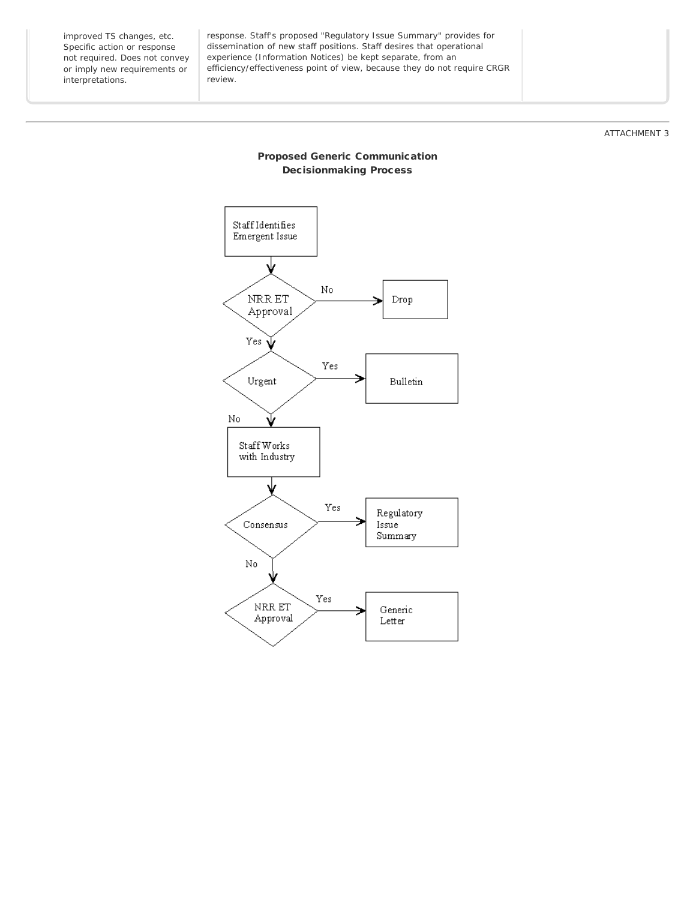| | | |
|---|---|---|
| improved TS changes, etc. Specific action or response not required. Does not convey or imply new requirements or interpretations. | response. Staff's proposed "Regulatory Issue Summary" provides for dissemination of new staff positions. Staff desires that operational experience (Information Notices) be kept separate, from an efficiency/effectiveness point of view, because they do not require CRGR review. | |

ATTACHMENT 3

**Proposed Generic Communication Decisionmaking Process**

Staff Identifies Emergent Issue

NRR ET Approval

No

Drop

Yes

Urgent

Yes

Bulletin

No

Staff Works with Industry

Consensus

Yes

Regulatory Issue Summary

No

NRR ET Approval

Yes

Generic Letter